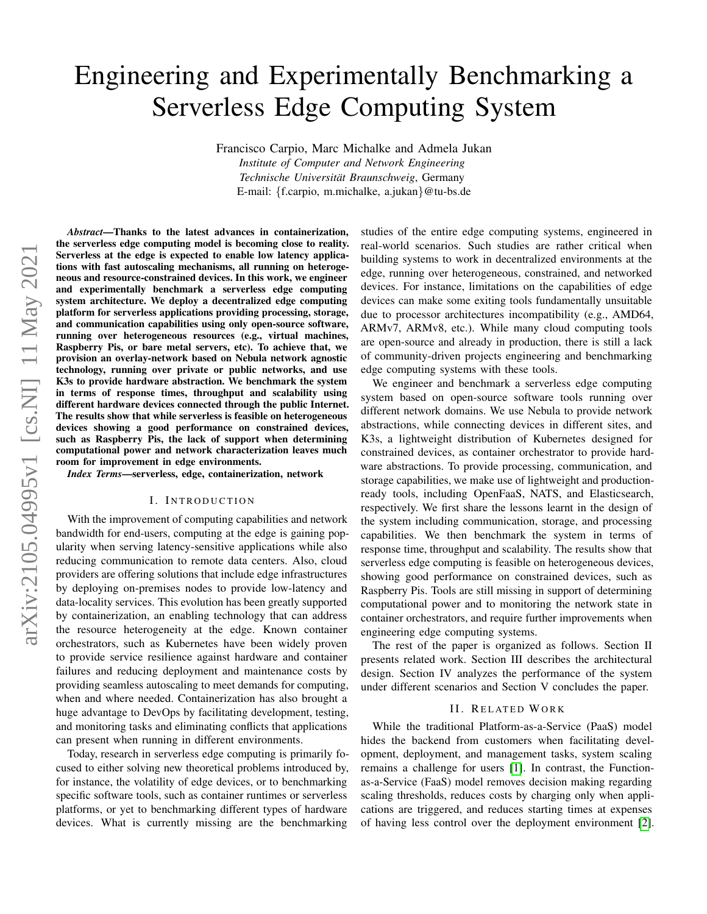# Engineering and Experimentally Benchmarking a Serverless Edge Computing System

Francisco Carpio, Marc Michalke and Admela Jukan
*Institute of Computer and Network Engineering*
*Technische Universität Braunschweig*, Germany
E-mail: {f.carpio, m.michalke, a.jukan}@tu-bs.de

***Abstract*—Thanks to the latest advances in containerization, the serverless edge computing model is becoming close to reality. Serverless at the edge is expected to enable low latency applications with fast autoscaling mechanisms, all running on heterogeneous and resource-constrained devices. In this work, we engineer and experimentally benchmark a serverless edge computing system architecture. We deploy a decentralized edge computing platform for serverless applications providing processing, storage, and communication capabilities using only open-source software, running over heterogeneous resources (e.g., virtual machines, Raspberry Pis, or bare metal servers, etc). To achieve that, we provision an overlay-network based on Nebula network agnostic technology, running over private or public networks, and use K3s to provide hardware abstraction. We benchmark the system in terms of response times, throughput and scalability using different hardware devices connected through the public Internet. The results show that while serverless is feasible on heterogeneous devices showing a good performance on constrained devices, such as Raspberry Pis, the lack of support when determining computational power and network characterization leaves much room for improvement in edge environments.**

***Index Terms*—serverless, edge, containerization, network**

## I. Introduction

With the improvement of computing capabilities and network bandwidth for end-users, computing at the edge is gaining popularity when serving latency-sensitive applications while also reducing communication to remote data centers. Also, cloud providers are offering solutions that include edge infrastructures by deploying on-premises nodes to provide low-latency and data-locality services. This evolution has been greatly supported by containerization, an enabling technology that can address the resource heterogeneity at the edge. Known container orchestrators, such as Kubernetes have been widely proven to provide service resilience against hardware and container failures and reducing deployment and maintenance costs by providing seamless autoscaling to meet demands for computing, when and where needed. Containerization has also brought a huge advantage to DevOps by facilitating development, testing, and monitoring tasks and eliminating conflicts that applications can present when running in different environments.

Today, research in serverless edge computing is primarily focused to either solving new theoretical problems introduced by, for instance, the volatility of edge devices, or to benchmarking specific software tools, such as container runtimes or serverless platforms, or yet to benchmarking different types of hardware devices. What is currently missing are the benchmarking studies of the entire edge computing systems, engineered in real-world scenarios. Such studies are rather critical when building systems to work in decentralized environments at the edge, running over heterogeneous, constrained, and networked devices. For instance, limitations on the capabilities of edge devices can make some exiting tools fundamentally unsuitable due to processor architectures incompatibility (e.g., AMD64, ARMv7, ARMv8, etc.). While many cloud computing tools are open-source and already in production, there is still a lack of community-driven projects engineering and benchmarking edge computing systems with these tools.

We engineer and benchmark a serverless edge computing system based on open-source software tools running over different network domains. We use Nebula to provide network abstractions, while connecting devices in different sites, and K3s, a lightweight distribution of Kubernetes designed for constrained devices, as container orchestrator to provide hardware abstractions. To provide processing, communication, and storage capabilities, we make use of lightweight and production-ready tools, including OpenFaaS, NATS, and Elasticsearch, respectively. We first share the lessons learnt in the design of the system including communication, storage, and processing capabilities. We then benchmark the system in terms of response time, throughput and scalability. The results show that serverless edge computing is feasible on heterogeneous devices, showing good performance on constrained devices, such as Raspberry Pis. Tools are still missing in support of determining computational power and to monitoring the network state in container orchestrators, and require further improvements when engineering edge computing systems.

The rest of the paper is organized as follows. Section II presents related work. Section III describes the architectural design. Section IV analyzes the performance of the system under different scenarios and Section V concludes the paper.

## II. Related Work

While the traditional Platform-as-a-Service (PaaS) model hides the backend from customers when facilitating development, deployment, and management tasks, system scaling remains a challenge for users [1]. In contrast, the Function-as-a-Service (FaaS) model removes decision making regarding scaling thresholds, reduces costs by charging only when applications are triggered, and reduces starting times at expenses of having less control over the deployment environment [2].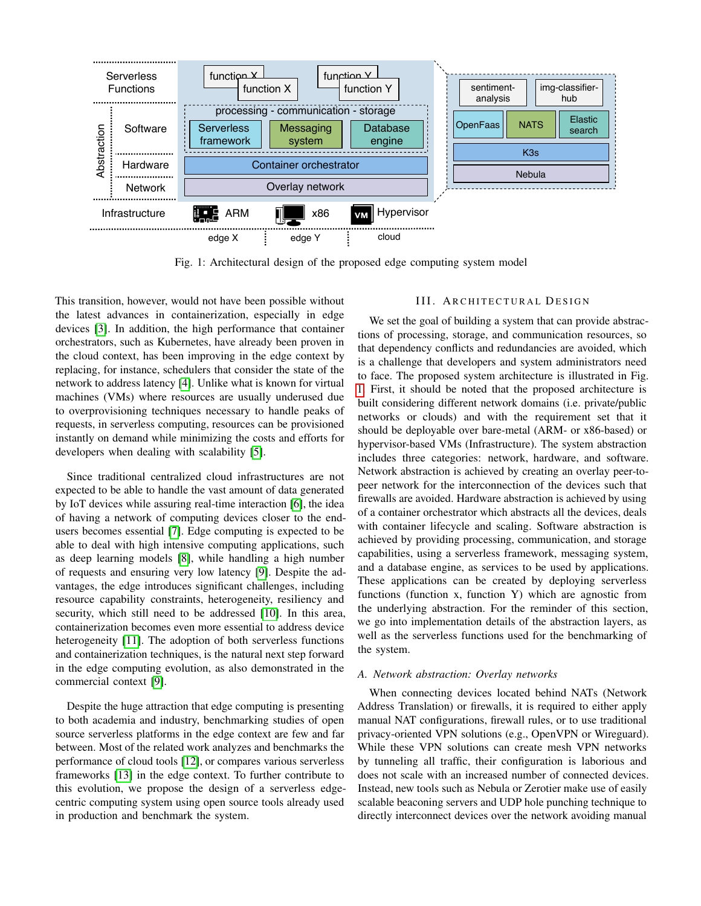Fig. 1: Architectural design of the proposed edge computing system model

This transition, however, would not have been possible without the latest advances in containerization, especially in edge devices [3]. In addition, the high performance that container orchestrators, such as Kubernetes, have already been proven in the cloud context, has been improving in the edge context by replacing, for instance, schedulers that consider the state of the network to address latency [4]. Unlike what is known for virtual machines (VMs) where resources are usually underused due to overprovisioning techniques necessary to handle peaks of requests, in serverless computing, resources can be provisioned instantly on demand while minimizing the costs and efforts for developers when dealing with scalability [5].

Since traditional centralized cloud infrastructures are not expected to be able to handle the vast amount of data generated by IoT devices while assuring real-time interaction [6], the idea of having a network of computing devices closer to the end-users becomes essential [7]. Edge computing is expected to be able to deal with high intensive computing applications, such as deep learning models [8], while handling a high number of requests and ensuring very low latency [9]. Despite the advantages, the edge introduces significant challenges, including resource capability constraints, heterogeneity, resiliency and security, which still need to be addressed [10]. In this area, containerization becomes even more essential to address device heterogeneity [11]. The adoption of both serverless functions and containerization techniques, is the natural next step forward in the edge computing evolution, as also demonstrated in the commercial context [9].

Despite the huge attraction that edge computing is presenting to both academia and industry, benchmarking studies of open source serverless platforms in the edge context are few and far between. Most of the related work analyzes and benchmarks the performance of cloud tools [12], or compares various serverless frameworks [13] in the edge context. To further contribute to this evolution, we propose the design of a serverless edge-centric computing system using open source tools already used in production and benchmark the system.

## III. Architectural Design

We set the goal of building a system that can provide abstractions of processing, storage, and communication resources, so that dependency conflicts and redundancies are avoided, which is a challenge that developers and system administrators need to face. The proposed system architecture is illustrated in Fig. 1. First, it should be noted that the proposed architecture is built considering different network domains (i.e. private/public networks or clouds) and with the requirement set that it should be deployable over bare-metal (ARM- or x86-based) or hypervisor-based VMs (Infrastructure). The system abstraction includes three categories: network, hardware, and software. Network abstraction is achieved by creating an overlay peer-to-peer network for the interconnection of the devices such that firewalls are avoided. Hardware abstraction is achieved by using of a container orchestrator which abstracts all the devices, deals with container lifecycle and scaling. Software abstraction is achieved by providing processing, communication, and storage capabilities, using a serverless framework, messaging system, and a database engine, as services to be used by applications. These applications can be created by deploying serverless functions (function x, function Y) which are agnostic from the underlying abstraction. For the reminder of this section, we go into implementation details of the abstraction layers, as well as the serverless functions used for the benchmarking of the system.

### A. Network abstraction: Overlay networks

When connecting devices located behind NATs (Network Address Translation) or firewalls, it is required to either apply manual NAT configurations, firewall rules, or to use traditional privacy-oriented VPN solutions (e.g., OpenVPN or Wireguard). While these VPN solutions can create mesh VPN networks by tunneling all traffic, their configuration is laborious and does not scale with an increased number of connected devices. Instead, new tools such as Nebula or Zerotier make use of easily scalable beaconing servers and UDP hole punching technique to directly interconnect devices over the network avoiding manual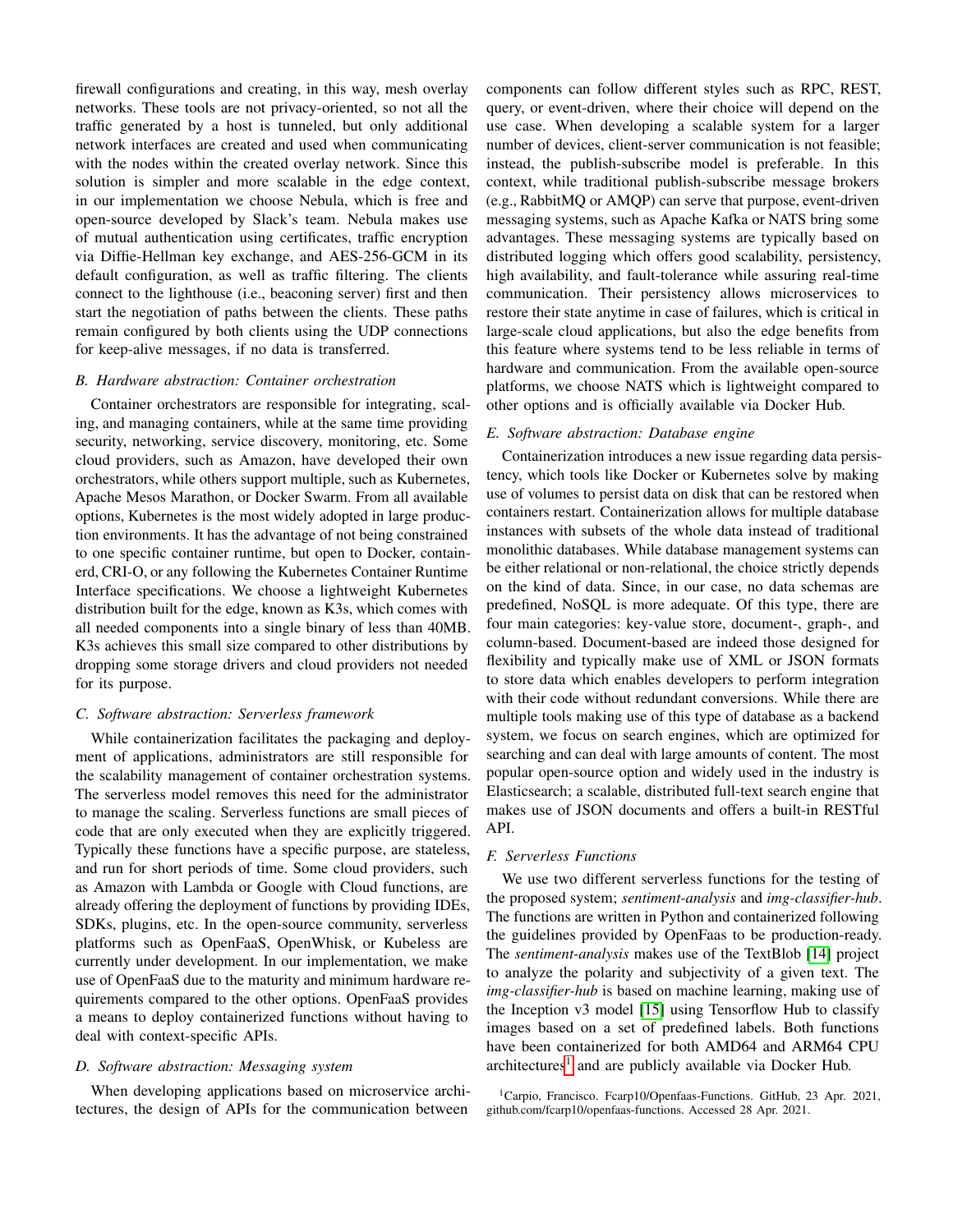firewall configurations and creating, in this way, mesh overlay networks. These tools are not privacy-oriented, so not all the traffic generated by a host is tunneled, but only additional network interfaces are created and used when communicating with the nodes within the created overlay network. Since this solution is simpler and more scalable in the edge context, in our implementation we choose Nebula, which is free and open-source developed by Slack's team. Nebula makes use of mutual authentication using certificates, traffic encryption via Diffie-Hellman key exchange, and AES-256-GCM in its default configuration, as well as traffic filtering. The clients connect to the lighthouse (i.e., beaconing server) first and then start the negotiation of paths between the clients. These paths remain configured by both clients using the UDP connections for keep-alive messages, if no data is transferred.

### *B. Hardware abstraction: Container orchestration*

Container orchestrators are responsible for integrating, scaling, and managing containers, while at the same time providing security, networking, service discovery, monitoring, etc. Some cloud providers, such as Amazon, have developed their own orchestrators, while others support multiple, such as Kubernetes, Apache Mesos Marathon, or Docker Swarm. From all available options, Kubernetes is the most widely adopted in large production environments. It has the advantage of not being constrained to one specific container runtime, but open to Docker, containerd, CRI-O, or any following the Kubernetes Container Runtime Interface specifications. We choose a lightweight Kubernetes distribution built for the edge, known as K3s, which comes with all needed components into a single binary of less than 40MB. K3s achieves this small size compared to other distributions by dropping some storage drivers and cloud providers not needed for its purpose.

### *C. Software abstraction: Serverless framework*

While containerization facilitates the packaging and deployment of applications, administrators are still responsible for the scalability management of container orchestration systems. The serverless model removes this need for the administrator to manage the scaling. Serverless functions are small pieces of code that are only executed when they are explicitly triggered. Typically these functions have a specific purpose, are stateless, and run for short periods of time. Some cloud providers, such as Amazon with Lambda or Google with Cloud functions, are already offering the deployment of functions by providing IDEs, SDKs, plugins, etc. In the open-source community, serverless platforms such as OpenFaaS, OpenWhisk, or Kubeless are currently under development. In our implementation, we make use of OpenFaaS due to the maturity and minimum hardware requirements compared to the other options. OpenFaaS provides a means to deploy containerized functions without having to deal with context-specific APIs.

### *D. Software abstraction: Messaging system*

When developing applications based on microservice architectures, the design of APIs for the communication between components can follow different styles such as RPC, REST, query, or event-driven, where their choice will depend on the use case. When developing a scalable system for a larger number of devices, client-server communication is not feasible; instead, the publish-subscribe model is preferable. In this context, while traditional publish-subscribe message brokers (e.g., RabbitMQ or AMQP) can serve that purpose, event-driven messaging systems, such as Apache Kafka or NATS bring some advantages. These messaging systems are typically based on distributed logging which offers good scalability, persistency, high availability, and fault-tolerance while assuring real-time communication. Their persistency allows microservices to restore their state anytime in case of failures, which is critical in large-scale cloud applications, but also the edge benefits from this feature where systems tend to be less reliable in terms of hardware and communication. From the available open-source platforms, we choose NATS which is lightweight compared to other options and is officially available via Docker Hub.

### *E. Software abstraction: Database engine*

Containerization introduces a new issue regarding data persistency, which tools like Docker or Kubernetes solve by making use of volumes to persist data on disk that can be restored when containers restart. Containerization allows for multiple database instances with subsets of the whole data instead of traditional monolithic databases. While database management systems can be either relational or non-relational, the choice strictly depends on the kind of data. Since, in our case, no data schemas are predefined, NoSQL is more adequate. Of this type, there are four main categories: key-value store, document-, graph-, and column-based. Document-based are indeed those designed for flexibility and typically make use of XML or JSON formats to store data which enables developers to perform integration with their code without redundant conversions. While there are multiple tools making use of this type of database as a backend system, we focus on search engines, which are optimized for searching and can deal with large amounts of content. The most popular open-source option and widely used in the industry is Elasticsearch; a scalable, distributed full-text search engine that makes use of JSON documents and offers a built-in RESTful API.

### *F. Serverless Functions*

We use two different serverless functions for the testing of the proposed system; *sentiment-analysis* and *img-classifier-hub*. The functions are written in Python and containerized following the guidelines provided by OpenFaas to be production-ready. The *sentiment-analysis* makes use of the TextBlob [14] project to analyze the polarity and subjectivity of a given text. The *img-classifier-hub* is based on machine learning, making use of the Inception v3 model [15] using Tensorflow Hub to classify images based on a set of predefined labels. Both functions have been containerized for both AMD64 and ARM64 CPU architectures[1] and are publicly available via Docker Hub.

[1]Carpio, Francisco. Fcarp10/Openfaas-Functions. GitHub, 23 Apr. 2021, github.com/fcarp10/openfaas-functions. Accessed 28 Apr. 2021.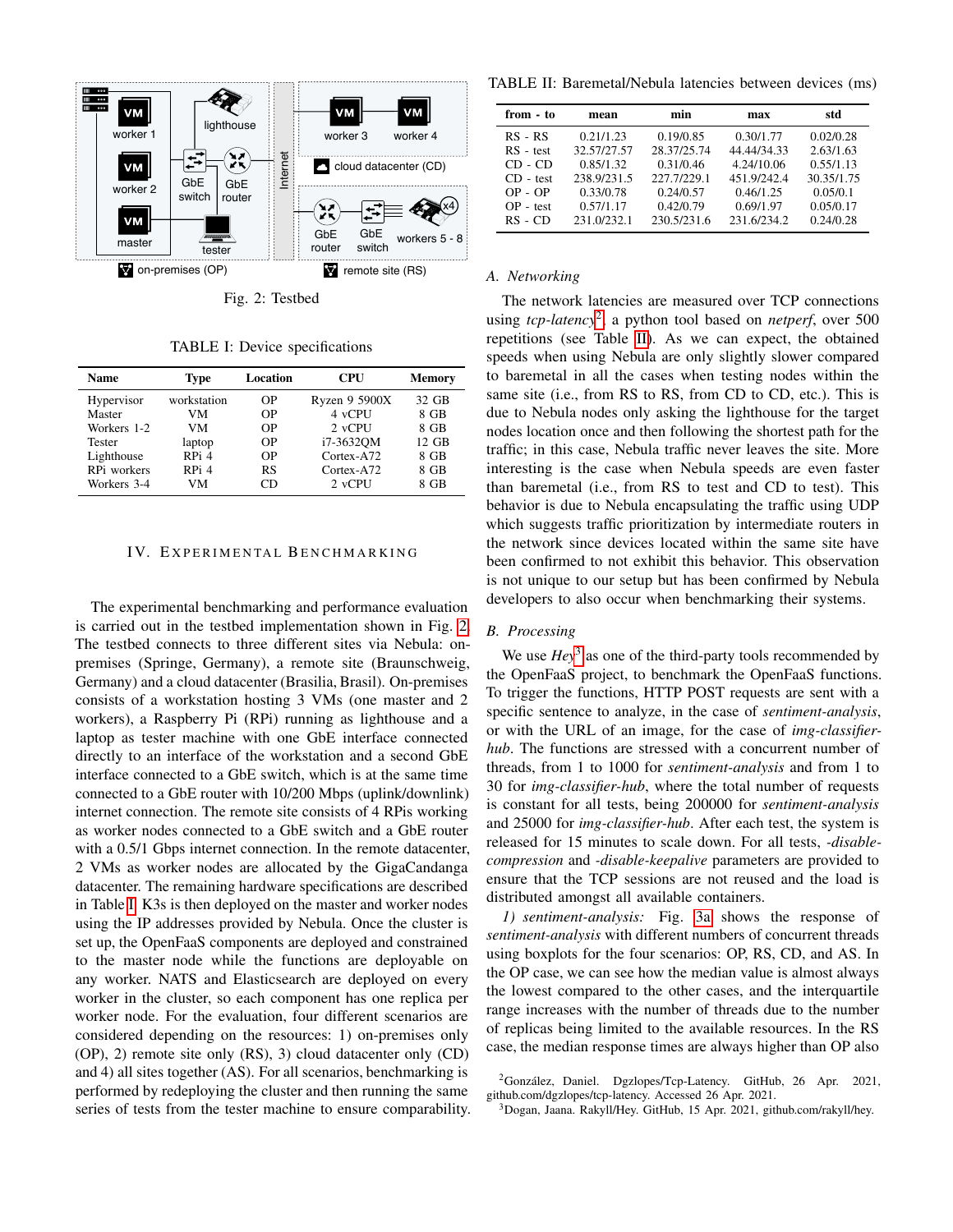Fig. 2: Testbed

TABLE I: Device specifications

| Name | Type | Location | CPU | Memory |
|---|---|---|---|---|
| Hypervisor | workstation | OP | Ryzen 9 5900X | 32 GB |
| Master | VM | OP | 4 vCPU | 8 GB |
| Workers 1-2 | VM | OP | 2 vCPU | 8 GB |
| Tester | laptop | OP | i7-3632QM | 12 GB |
| Lighthouse | RPi 4 | OP | Cortex-A72 | 8 GB |
| RPi workers | RPi 4 | RS | Cortex-A72 | 8 GB |
| Workers 3-4 | VM | CD | 2 vCPU | 8 GB |

## IV. Experimental Benchmarking

The experimental benchmarking and performance evaluation is carried out in the testbed implementation shown in Fig. 2. The testbed connects to three different sites via Nebula: on-premises (Springe, Germany), a remote site (Braunschweig, Germany) and a cloud datacenter (Brasilia, Brasil). On-premises consists of a workstation hosting 3 VMs (one master and 2 workers), a Raspberry Pi (RPi) running as lighthouse and a laptop as tester machine with one GbE interface connected directly to an interface of the workstation and a second GbE interface connected to a GbE switch, which is at the same time connected to a GbE router with 10/200 Mbps (uplink/downlink) internet connection. The remote site consists of 4 RPis working as worker nodes connected to a GbE switch and a GbE router with a 0.5/1 Gbps internet connection. In the remote datacenter, 2 VMs as worker nodes are allocated by the GigaCandanga datacenter. The remaining hardware specifications are described in Table I. K3s is then deployed on the master and worker nodes using the IP addresses provided by Nebula. Once the cluster is set up, the OpenFaaS components are deployed and constrained to the master node while the functions are deployable on any worker. NATS and Elasticsearch are deployed on every worker in the cluster, so each component has one replica per worker node. For the evaluation, four different scenarios are considered depending on the resources: 1) on-premises only (OP), 2) remote site only (RS), 3) cloud datacenter only (CD) and 4) all sites together (AS). For all scenarios, benchmarking is performed by redeploying the cluster and then running the same series of tests from the tester machine to ensure comparability.

TABLE II: Baremetal/Nebula latencies between devices (ms)

| from - to | mean | min | max | std |
|---|---|---|---|---|
| RS - RS | 0.21/1.23 | 0.19/0.85 | 0.30/1.77 | 0.02/0.28 |
| RS - test | 32.57/27.57 | 28.37/25.74 | 44.44/34.33 | 2.63/1.63 |
| CD - CD | 0.85/1.32 | 0.31/0.46 | 4.24/10.06 | 0.55/1.13 |
| CD - test | 238.9/231.5 | 227.7/229.1 | 451.9/242.4 | 30.35/1.75 |
| OP - OP | 0.33/0.78 | 0.24/0.57 | 0.46/1.25 | 0.05/0.1 |
| OP - test | 0.57/1.17 | 0.42/0.79 | 0.69/1.97 | 0.05/0.17 |
| RS - CD | 231.0/232.1 | 230.5/231.6 | 231.6/234.2 | 0.24/0.28 |

### A. Networking

The network latencies are measured over TCP connections using *tcp-latency*[2], a python tool based on *netperf*, over 500 repetitions (see Table II). As we can expect, the obtained speeds when using Nebula are only slightly slower compared to baremetal in all the cases when testing nodes within the same site (i.e., from RS to RS, from CD to CD, etc.). This is due to Nebula nodes only asking the lighthouse for the target nodes location once and then following the shortest path for the traffic; in this case, Nebula traffic never leaves the site. More interesting is the case when Nebula speeds are even faster than baremetal (i.e., from RS to test and CD to test). This behavior is due to Nebula encapsulating the traffic using UDP which suggests traffic prioritization by intermediate routers in the network since devices located within the same site have been confirmed to not exhibit this behavior. This observation is not unique to our setup but has been confirmed by Nebula developers to also occur when benchmarking their systems.

### B. Processing

We use *Hey*[3] as one of the third-party tools recommended by the OpenFaaS project, to benchmark the OpenFaaS functions. To trigger the functions, HTTP POST requests are sent with a specific sentence to analyze, in the case of *sentiment-analysis*, or with the URL of an image, for the case of *img-classifier-hub*. The functions are stressed with a concurrent number of threads, from 1 to 1000 for *sentiment-analysis* and from 1 to 30 for *img-classifier-hub*, where the total number of requests is constant for all tests, being 200000 for *sentiment-analysis* and 25000 for *img-classifier-hub*. After each test, the system is released for 15 minutes to scale down. For all tests, *-disable-compression* and *-disable-keepalive* parameters are provided to ensure that the TCP sessions are not reused and the load is distributed amongst all available containers.

*1) sentiment-analysis:* Fig. 3a shows the response of *sentiment-analysis* with different numbers of concurrent threads using boxplots for the four scenarios: OP, RS, CD, and AS. In the OP case, we can see how the median value is almost always the lowest compared to the other cases, and the interquartile range increases with the number of threads due to the number of replicas being limited to the available resources. In the RS case, the median response times are always higher than OP also

[2]González, Daniel. Dgzlopes/Tcp-Latency. GitHub, 26 Apr. 2021, github.com/dgzlopes/tcp-latency. Accessed 26 Apr. 2021.

[3]Dogan, Jaana. Rakyll/Hey. GitHub, 15 Apr. 2021, github.com/rakyll/hey.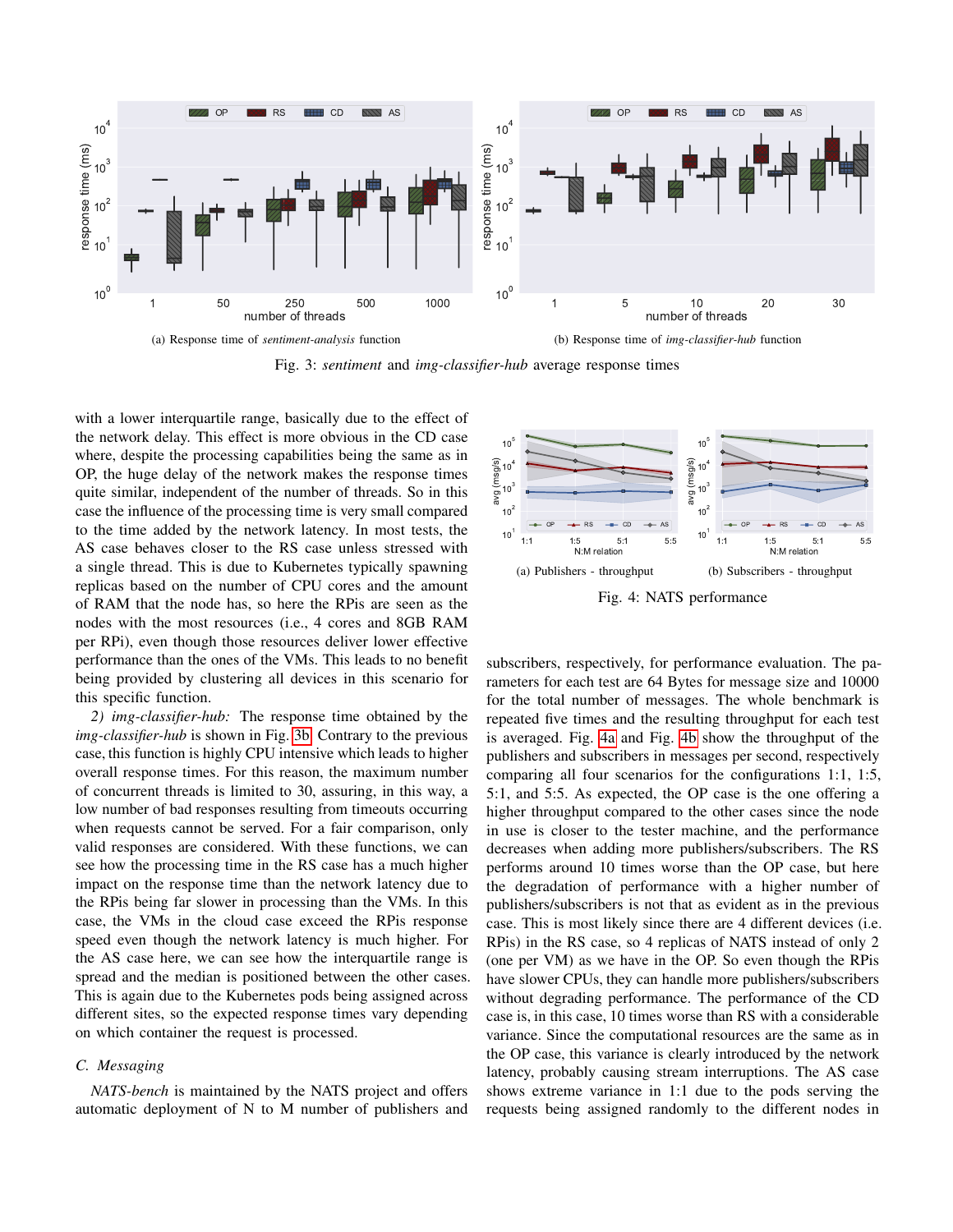(a) Response time of *sentiment-analysis* function

(b) Response time of *img-classifier-hub* function

Fig. 3: *sentiment* and *img-classifier-hub* average response times

(a) Publishers - throughput

(b) Subscribers - throughput

Fig. 4: NATS performance

with a lower interquartile range, basically due to the effect of the network delay. This effect is more obvious in the CD case where, despite the processing capabilities being the same as in OP, the huge delay of the network makes the response times quite similar, independent of the number of threads. So in this case the influence of the processing time is very small compared to the time added by the network latency. In most tests, the AS case behaves closer to the RS case unless stressed with a single thread. This is due to Kubernetes typically spawning replicas based on the number of CPU cores and the amount of RAM that the node has, so here the RPis are seen as the nodes with the most resources (i.e., 4 cores and 8GB RAM per RPi), even though those resources deliver lower effective performance than the ones of the VMs. This leads to no benefit being provided by clustering all devices in this scenario for this specific function.

*2) img-classifier-hub:* The response time obtained by the *img-classifier-hub* is shown in Fig. 3b. Contrary to the previous case, this function is highly CPU intensive which leads to higher overall response times. For this reason, the maximum number of concurrent threads is limited to 30, assuring, in this way, a low number of bad responses resulting from timeouts occurring when requests cannot be served. For a fair comparison, only valid responses are considered. With these functions, we can see how the processing time in the RS case has a much higher impact on the response time than the network latency due to the RPis being far slower in processing than the VMs. In this case, the VMs in the cloud case exceed the RPis response speed even though the network latency is much higher. For the AS case here, we can see how the interquartile range is spread and the median is positioned between the other cases. This is again due to the Kubernetes pods being assigned across different sites, so the expected response times vary depending on which container the request is processed.

### C. Messaging

*NATS-bench* is maintained by the NATS project and offers automatic deployment of N to M number of publishers and subscribers, respectively, for performance evaluation. The parameters for each test are 64 Bytes for message size and 10000 for the total number of messages. The whole benchmark is repeated five times and the resulting throughput for each test is averaged. Fig. 4a and Fig. 4b show the throughput of the publishers and subscribers in messages per second, respectively comparing all four scenarios for the configurations 1:1, 1:5, 5:1, and 5:5. As expected, the OP case is the one offering a higher throughput compared to the other cases since the node in use is closer to the tester machine, and the performance decreases when adding more publishers/subscribers. The RS performs around 10 times worse than the OP case, but here the degradation of performance with a higher number of publishers/subscribers is not that as evident as in the previous case. This is most likely since there are 4 different devices (i.e. RPis) in the RS case, so 4 replicas of NATS instead of only 2 (one per VM) as we have in the OP. So even though the RPis have slower CPUs, they can handle more publishers/subscribers without degrading performance. The performance of the CD case is, in this case, 10 times worse than RS with a considerable variance. Since the computational resources are the same as in the OP case, this variance is clearly introduced by the network latency, probably causing stream interruptions. The AS case shows extreme variance in 1:1 due to the pods serving the requests being assigned randomly to the different nodes in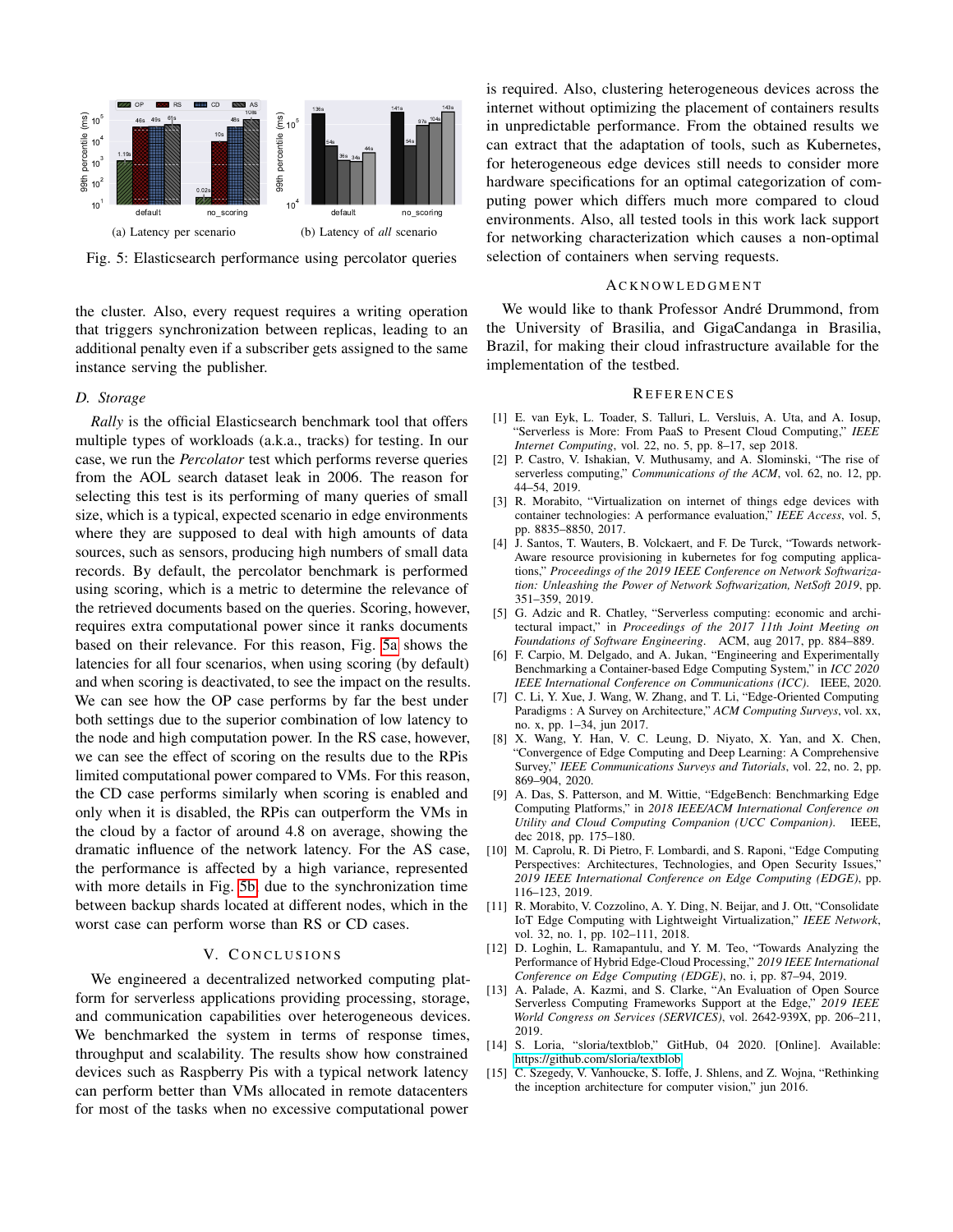OP RS CD AS

99th percentile (ms)

$10^5$ $10^4$ $10^3$ $10^2$ $10^1$

1.19s 46s 49s 61s

0.02s 10s 48s 108s

default no_scoring

(a) Latency per scenario

99th percentile (ms)

$10^5$ $10^4$

136s 54s 36s 34s 44s

141s 54s 97s 104s 143s

default no_scoring

(b) Latency of *all* scenario

Fig. 5: Elasticsearch performance using percolator queries

the cluster. Also, every request requires a writing operation that triggers synchronization between replicas, leading to an additional penalty even if a subscriber gets assigned to the same instance serving the publisher.

### D. Storage

*Rally* is the official Elasticsearch benchmark tool that offers multiple types of workloads (a.k.a., tracks) for testing. In our case, we run the *Percolator* test which performs reverse queries from the AOL search dataset leak in 2006. The reason for selecting this test is its performing of many queries of small size, which is a typical, expected scenario in edge environments where they are supposed to deal with high amounts of data sources, such as sensors, producing high numbers of small data records. By default, the percolator benchmark is performed using scoring, which is a metric to determine the relevance of the retrieved documents based on the queries. Scoring, however, requires extra computational power since it ranks documents based on their relevance. For this reason, Fig. 5a shows the latencies for all four scenarios, when using scoring (by default) and when scoring is deactivated, to see the impact on the results. We can see how the OP case performs by far the best under both settings due to the superior combination of low latency to the node and high computation power. In the RS case, however, we can see the effect of scoring on the results due to the RPis limited computational power compared to VMs. For this reason, the CD case performs similarly when scoring is enabled and only when it is disabled, the RPis can outperform the VMs in the cloud by a factor of around 4.8 on average, showing the dramatic influence of the network latency. For the AS case, the performance is affected by a high variance, represented with more details in Fig. 5b, due to the synchronization time between backup shards located at different nodes, which in the worst case can perform worse than RS or CD cases.

## V. Conclusions

We engineered a decentralized networked computing platform for serverless applications providing processing, storage, and communication capabilities over heterogeneous devices. We benchmarked the system in terms of response times, throughput and scalability. The results show how constrained devices such as Raspberry Pis with a typical network latency can perform better than VMs allocated in remote datacenters for most of the tasks when no excessive computational power is required. Also, clustering heterogeneous devices across the internet without optimizing the placement of containers results in unpredictable performance. From the obtained results we can extract that the adaptation of tools, such as Kubernetes, for heterogeneous edge devices still needs to consider more hardware specifications for an optimal categorization of computing power which differs much more compared to cloud environments. Also, all tested tools in this work lack support for networking characterization which causes a non-optimal selection of containers when serving requests.

## Acknowledgment

We would like to thank Professor André Drummond, from the University of Brasilia, and GigaCandanga in Brasilia, Brazil, for making their cloud infrastructure available for the implementation of the testbed.

## References

[1] E. van Eyk, L. Toader, S. Talluri, L. Versluis, A. Uta, and A. Iosup, "Serverless is More: From PaaS to Present Cloud Computing," *IEEE Internet Computing*, vol. 22, no. 5, pp. 8–17, sep 2018.

[2] P. Castro, V. Ishakian, V. Muthusamy, and A. Slominski, "The rise of serverless computing," *Communications of the ACM*, vol. 62, no. 12, pp. 44–54, 2019.

[3] R. Morabito, "Virtualization on internet of things edge devices with container technologies: A performance evaluation," *IEEE Access*, vol. 5, pp. 8835–8850, 2017.

[4] J. Santos, T. Wauters, B. Volckaert, and F. De Turck, "Towards network-Aware resource provisioning in kubernetes for fog computing applications," *Proceedings of the 2019 IEEE Conference on Network Softwarization: Unleashing the Power of Network Softwarization, NetSoft 2019*, pp. 351–359, 2019.

[5] G. Adzic and R. Chatley, "Serverless computing: economic and architectural impact," in *Proceedings of the 2017 11th Joint Meeting on Foundations of Software Engineering*. ACM, aug 2017, pp. 884–889.

[6] F. Carpio, M. Delgado, and A. Jukan, "Engineering and Experimentally Benchmarking a Container-based Edge Computing System," in *ICC 2020 IEEE International Conference on Communications (ICC)*. IEEE, 2020.

[7] C. Li, Y. Xue, J. Wang, W. Zhang, and T. Li, "Edge-Oriented Computing Paradigms : A Survey on Architecture," *ACM Computing Surveys*, vol. xx, no. x, pp. 1–34, jun 2017.

[8] X. Wang, Y. Han, V. C. Leung, D. Niyato, X. Yan, and X. Chen, "Convergence of Edge Computing and Deep Learning: A Comprehensive Survey," *IEEE Communications Surveys and Tutorials*, vol. 22, no. 2, pp. 869–904, 2020.

[9] A. Das, S. Patterson, and M. Wittie, "EdgeBench: Benchmarking Edge Computing Platforms," in *2018 IEEE/ACM International Conference on Utility and Cloud Computing Companion (UCC Companion)*. IEEE, dec 2018, pp. 175–180.

[10] M. Caprolu, R. Di Pietro, F. Lombardi, and S. Raponi, "Edge Computing Perspectives: Architectures, Technologies, and Open Security Issues," *2019 IEEE International Conference on Edge Computing (EDGE)*, pp. 116–123, 2019.

[11] R. Morabito, V. Cozzolino, A. Y. Ding, N. Beijar, and J. Ott, "Consolidate IoT Edge Computing with Lightweight Virtualization," *IEEE Network*, vol. 32, no. 1, pp. 102–111, 2018.

[12] D. Loghin, L. Ramapantulu, and Y. M. Teo, "Towards Analyzing the Performance of Hybrid Edge-Cloud Processing," *2019 IEEE International Conference on Edge Computing (EDGE)*, no. i, pp. 87–94, 2019.

[13] A. Palade, A. Kazmi, and S. Clarke, "An Evaluation of Open Source Serverless Computing Frameworks Support at the Edge," *2019 IEEE World Congress on Services (SERVICES)*, vol. 2642-939X, pp. 206–211, 2019.

[14] S. Loria, "sloria/textblob," GitHub, 04 2020. [Online]. Available: https://github.com/sloria/textblob

[15] C. Szegedy, V. Vanhoucke, S. Ioffe, J. Shlens, and Z. Wojna, "Rethinking the inception architecture for computer vision," jun 2016.